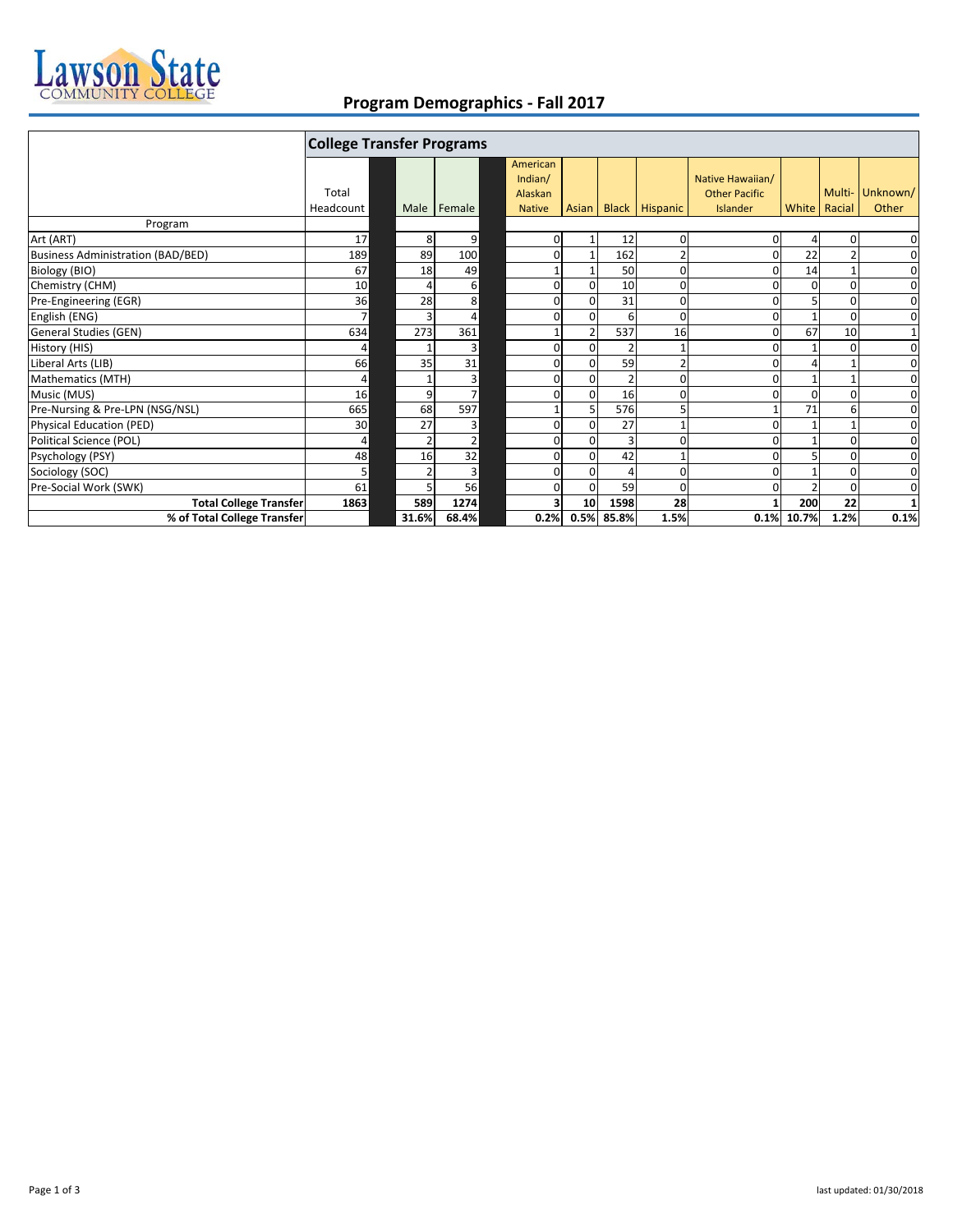Lawson State Community College

# Program Demographics - Fall 2017

| | College Transfer Programs | | | | | | | | | | |
|---|---|---|---|---|---|---|---|---|---|---|---|
| | Total Headcount | Male | Female | American Indian/ Alaskan Native | Asian | Black | Hispanic | Native Hawaiian/ Other Pacific Islander | White | Multi-Racial | Unknown/ Other |
| Program | | | | | | | | | | | |
| Art (ART) | 17 | 8 | 9 | 0 | 1 | 12 | 0 | 0 | 4 | 0 | 0 |
| Business Administration (BAD/BED) | 189 | 89 | 100 | 0 | 1 | 162 | 2 | 0 | 22 | 2 | 0 |
| Biology (BIO) | 67 | 18 | 49 | 1 | 1 | 50 | 0 | 0 | 14 | 1 | 0 |
| Chemistry (CHM) | 10 | 4 | 6 | 0 | 0 | 10 | 0 | 0 | 0 | 0 | 0 |
| Pre-Engineering (EGR) | 36 | 28 | 8 | 0 | 0 | 31 | 0 | 0 | 5 | 0 | 0 |
| English (ENG) | 7 | 3 | 4 | 0 | 0 | 6 | 0 | 0 | 1 | 0 | 0 |
| General Studies (GEN) | 634 | 273 | 361 | 1 | 2 | 537 | 16 | 0 | 67 | 10 | 1 |
| History (HIS) | 4 | 1 | 3 | 0 | 0 | 2 | 1 | 0 | 1 | 0 | 0 |
| Liberal Arts (LIB) | 66 | 35 | 31 | 0 | 0 | 59 | 2 | 0 | 4 | 1 | 0 |
| Mathematics (MTH) | 4 | 1 | 3 | 0 | 0 | 2 | 0 | 0 | 1 | 1 | 0 |
| Music (MUS) | 16 | 9 | 7 | 0 | 0 | 16 | 0 | 0 | 0 | 0 | 0 |
| Pre-Nursing & Pre-LPN (NSG/NSL) | 665 | 68 | 597 | 1 | 5 | 576 | 5 | 1 | 71 | 6 | 0 |
| Physical Education (PED) | 30 | 27 | 3 | 0 | 0 | 27 | 1 | 0 | 1 | 1 | 0 |
| Political Science (POL) | 4 | 2 | 2 | 0 | 0 | 3 | 0 | 0 | 1 | 0 | 0 |
| Psychology (PSY) | 48 | 16 | 32 | 0 | 0 | 42 | 1 | 0 | 5 | 0 | 0 |
| Sociology (SOC) | 5 | 2 | 3 | 0 | 0 | 4 | 0 | 0 | 1 | 0 | 0 |
| Pre-Social Work (SWK) | 61 | 5 | 56 | 0 | 0 | 59 | 0 | 0 | 2 | 0 | 0 |
| **Total College Transfer** | **1863** | **589** | **1274** | **3** | **10** | **1598** | **28** | **1** | **200** | **22** | **1** |
| **% of Total College Transfer** | | **31.6%** | **68.4%** | **0.2%** | **0.5%** | **85.8%** | **1.5%** | **0.1%** | **10.7%** | **1.2%** | **0.1%** |

last updated: 01/30/2018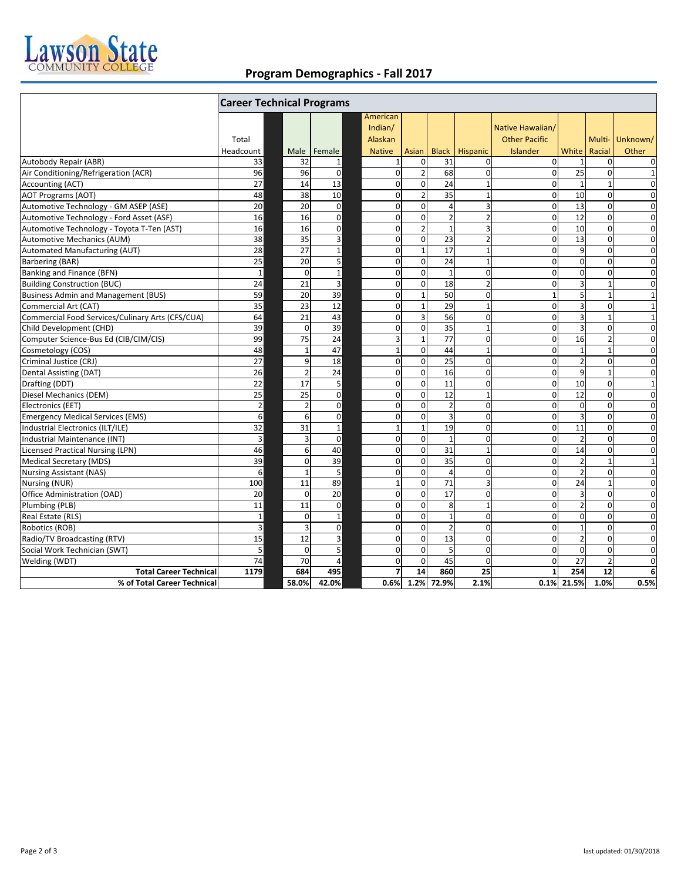## Program Demographics - Fall 2017

| | Career Technical Programs | | | | | | | | | | |
|---|---|---|---|---|---|---|---|---|---|---|---|
| | Total Headcount | Male | Female | American Indian/ Alaskan Native | Asian | Black | Hispanic | Native Hawaiian/ Other Pacific Islander | White | Multi-Racial | Unknown/ Other |
| Autobody Repair (ABR) | 33 | 32 | 1 | 1 | 0 | 31 | 0 | 0 | 1 | 0 | 0 |
| Air Conditioning/Refrigeration (ACR) | 96 | 96 | 0 | 0 | 2 | 68 | 0 | 0 | 25 | 0 | 1 |
| Accounting (ACT) | 27 | 14 | 13 | 0 | 0 | 24 | 1 | 0 | 1 | 1 | 0 |
| AOT Programs (AOT) | 48 | 38 | 10 | 0 | 2 | 35 | 1 | 0 | 10 | 0 | 0 |
| Automotive Technology - GM ASEP (ASE) | 20 | 20 | 0 | 0 | 0 | 4 | 3 | 0 | 13 | 0 | 0 |
| Automotive Technology - Ford Asset (ASF) | 16 | 16 | 0 | 0 | 0 | 2 | 2 | 0 | 12 | 0 | 0 |
| Automotive Technology - Toyota T-Ten (AST) | 16 | 16 | 0 | 0 | 2 | 1 | 3 | 0 | 10 | 0 | 0 |
| Automotive Mechanics (AUM) | 38 | 35 | 3 | 0 | 0 | 23 | 2 | 0 | 13 | 0 | 0 |
| Automated Manufacturing (AUT) | 28 | 27 | 1 | 0 | 1 | 17 | 1 | 0 | 9 | 0 | 0 |
| Barbering (BAR) | 25 | 20 | 5 | 0 | 0 | 24 | 1 | 0 | 0 | 0 | 0 |
| Banking and Finance (BFN) | 1 | 0 | 1 | 0 | 0 | 1 | 0 | 0 | 0 | 0 | 0 |
| Building Construction (BUC) | 24 | 21 | 3 | 0 | 0 | 18 | 2 | 0 | 3 | 1 | 0 |
| Business Admin and Management (BUS) | 59 | 20 | 39 | 0 | 1 | 50 | 0 | 1 | 5 | 1 | 1 |
| Commercial Art (CAT) | 35 | 23 | 12 | 0 | 1 | 29 | 1 | 0 | 3 | 0 | 1 |
| Commercial Food Services/Culinary Arts (CFS/CUA) | 64 | 21 | 43 | 0 | 3 | 56 | 0 | 0 | 3 | 1 | 1 |
| Child Development (CHD) | 39 | 0 | 39 | 0 | 0 | 35 | 1 | 0 | 3 | 0 | 0 |
| Computer Science-Bus Ed (CIB/CIM/CIS) | 99 | 75 | 24 | 3 | 1 | 77 | 0 | 0 | 16 | 2 | 0 |
| Cosmetology (COS) | 48 | 1 | 47 | 1 | 0 | 44 | 1 | 0 | 1 | 1 | 0 |
| Criminal Justice (CRJ) | 27 | 9 | 18 | 0 | 0 | 25 | 0 | 0 | 2 | 0 | 0 |
| Dental Assisting (DAT) | 26 | 2 | 24 | 0 | 0 | 16 | 0 | 0 | 9 | 1 | 0 |
| Drafting (DDT) | 22 | 17 | 5 | 0 | 0 | 11 | 0 | 0 | 10 | 0 | 1 |
| Diesel Mechanics (DEM) | 25 | 25 | 0 | 0 | 0 | 12 | 1 | 0 | 12 | 0 | 0 |
| Electronics (EET) | 2 | 2 | 0 | 0 | 0 | 2 | 0 | 0 | 0 | 0 | 0 |
| Emergency Medical Services (EMS) | 6 | 6 | 0 | 0 | 0 | 3 | 0 | 0 | 3 | 0 | 0 |
| Industrial Electronics (ILT/ILE) | 32 | 31 | 1 | 1 | 1 | 19 | 0 | 0 | 11 | 0 | 0 |
| Industrial Maintenance (INT) | 3 | 3 | 0 | 0 | 0 | 1 | 0 | 0 | 2 | 0 | 0 |
| Licensed Practical Nursing (LPN) | 46 | 6 | 40 | 0 | 0 | 31 | 1 | 0 | 14 | 0 | 0 |
| Medical Secretary (MDS) | 39 | 0 | 39 | 0 | 0 | 35 | 0 | 0 | 2 | 1 | 1 |
| Nursing Assistant (NAS) | 6 | 1 | 5 | 0 | 0 | 4 | 0 | 0 | 2 | 0 | 0 |
| Nursing (NUR) | 100 | 11 | 89 | 1 | 0 | 71 | 3 | 0 | 24 | 1 | 0 |
| Office Administration (OAD) | 20 | 0 | 20 | 0 | 0 | 17 | 0 | 0 | 3 | 0 | 0 |
| Plumbing (PLB) | 11 | 11 | 0 | 0 | 0 | 8 | 1 | 0 | 2 | 0 | 0 |
| Real Estate (RLS) | 1 | 0 | 1 | 0 | 0 | 1 | 0 | 0 | 0 | 0 | 0 |
| Robotics (ROB) | 3 | 3 | 0 | 0 | 0 | 2 | 0 | 0 | 1 | 0 | 0 |
| Radio/TV Broadcasting (RTV) | 15 | 12 | 3 | 0 | 0 | 13 | 0 | 0 | 2 | 0 | 0 |
| Social Work Technician (SWT) | 5 | 0 | 5 | 0 | 0 | 5 | 0 | 0 | 0 | 0 | 0 |
| Welding (WDT) | 74 | 70 | 4 | 0 | 0 | 45 | 0 | 0 | 27 | 2 | 0 |
| **Total Career Technical** | **1179** | **684** | **495** | **7** | **14** | **860** | **25** | **1** | **254** | **12** | **6** |
| **% of Total Career Technical** | | **58.0%** | **42.0%** | **0.6%** | **1.2%** | **72.9%** | **2.1%** | **0.1%** | **21.5%** | **1.0%** | **0.5%** |

last updated: 01/30/2018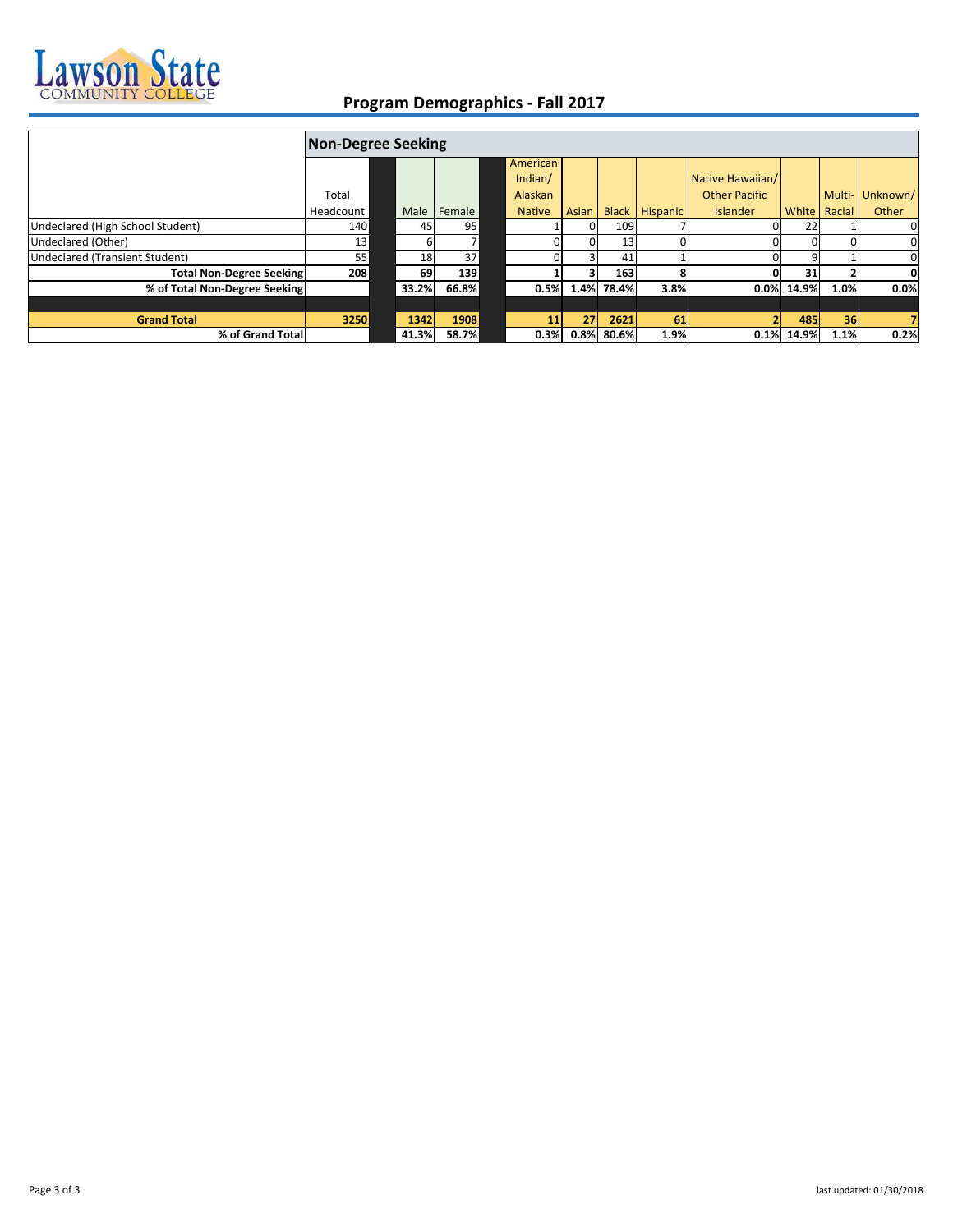## Program Demographics - Fall 2017

| | Non-Degree Seeking | | | | | | | | | | |
|---|---|---|---|---|---|---|---|---|---|---|---|
| | Total Headcount | Male | Female | American Indian/ Alaskan Native | Asian | Black | Hispanic | Native Hawaiian/ Other Pacific Islander | White | Multi- Racial | Unknown/ Other |
| Undeclared (High School Student) | 140 | 45 | 95 | 1 | 0 | 109 | 7 | 0 | 22 | 1 | 0 |
| Undeclared (Other) | 13 | 6 | 7 | 0 | 0 | 13 | 0 | 0 | 0 | 0 | 0 |
| Undeclared (Transient Student) | 55 | 18 | 37 | 0 | 3 | 41 | 1 | 0 | 9 | 1 | 0 |
| **Total Non-Degree Seeking** | **208** | **69** | **139** | **1** | **3** | **163** | **8** | **0** | **31** | **2** | **0** |
| **% of Total Non-Degree Seeking** | | **33.2%** | **66.8%** | **0.5%** | **1.4%** | **78.4%** | **3.8%** | **0.0%** | **14.9%** | **1.0%** | **0.0%** |
| **Grand Total** | **3250** | **1342** | **1908** | **11** | **27** | **2621** | **61** | **2** | **485** | **36** | **7** |
| **% of Grand Total** | | **41.3%** | **58.7%** | **0.3%** | **0.8%** | **80.6%** | **1.9%** | **0.1%** | **14.9%** | **1.1%** | **0.2%** |

last updated: 01/30/2018